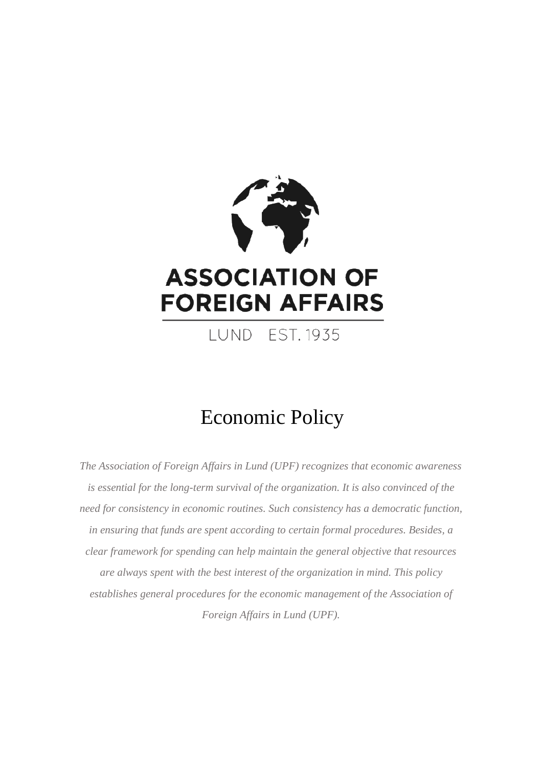ASSOCIATION OF FOREIGN AFFAIRS

LUND EST. 1935

# Economic Policy

*The Association of Foreign Affairs in Lund (UPF) recognizes that economic awareness is essential for the long-term survival of the organization. It is also convinced of the need for consistency in economic routines. Such consistency has a democratic function, in ensuring that funds are spent according to certain formal procedures. Besides, a clear framework for spending can help maintain the general objective that resources are always spent with the best interest of the organization in mind. This policy establishes general procedures for the economic management of the Association of Foreign Affairs in Lund (UPF).*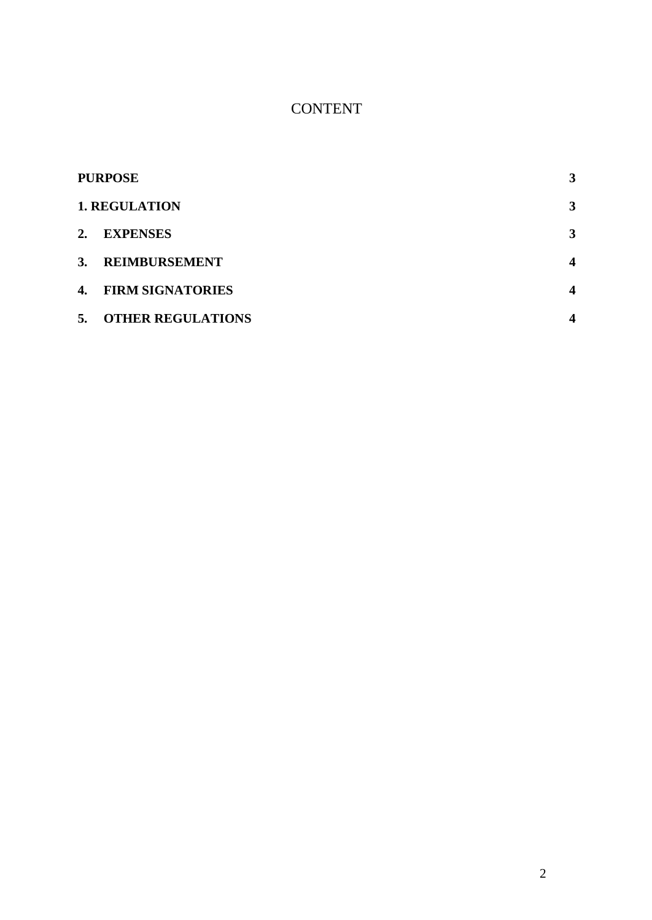# CONTENT

| | |
|---|---|
| **PURPOSE** | **3** |
| **1. REGULATION** | **3** |
| **2. EXPENSES** | **3** |
| **3. REIMBURSEMENT** | **4** |
| **4. FIRM SIGNATORIES** | **4** |
| **5. OTHER REGULATIONS** | **4** |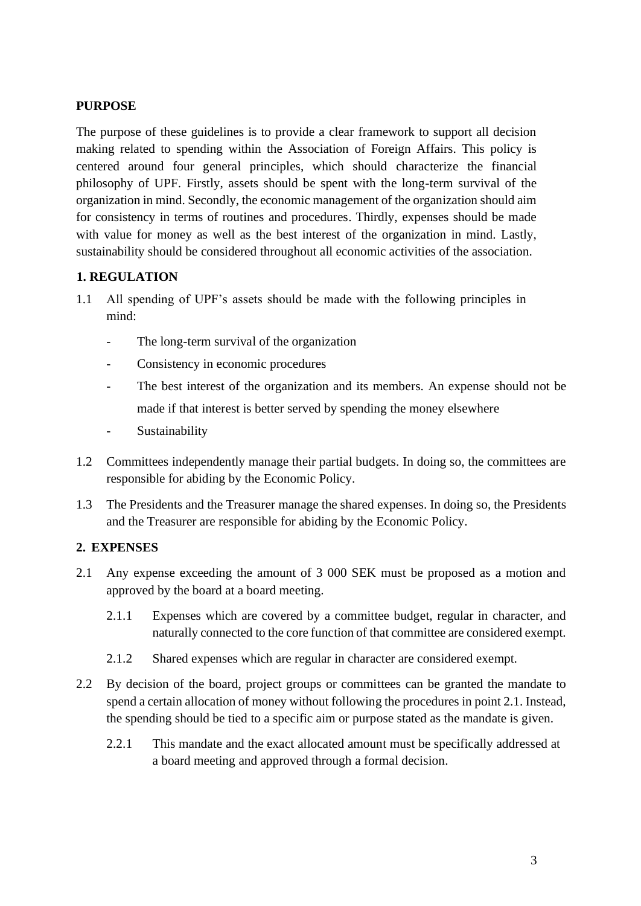**PURPOSE**

The purpose of these guidelines is to provide a clear framework to support all decision making related to spending within the Association of Foreign Affairs. This policy is centered around four general principles, which should characterize the financial philosophy of UPF. Firstly, assets should be spent with the long-term survival of the organization in mind. Secondly, the economic management of the organization should aim for consistency in terms of routines and procedures. Thirdly, expenses should be made with value for money as well as the best interest of the organization in mind. Lastly, sustainability should be considered throughout all economic activities of the association.

**1. REGULATION**

1.1 All spending of UPF's assets should be made with the following principles in mind:

- The long-term survival of the organization
- Consistency in economic procedures
- The best interest of the organization and its members. An expense should not be made if that interest is better served by spending the money elsewhere
- Sustainability

1.2 Committees independently manage their partial budgets. In doing so, the committees are responsible for abiding by the Economic Policy.

1.3 The Presidents and the Treasurer manage the shared expenses. In doing so, the Presidents and the Treasurer are responsible for abiding by the Economic Policy.

**2. EXPENSES**

2.1 Any expense exceeding the amount of 3 000 SEK must be proposed as a motion and approved by the board at a board meeting.

2.1.1 Expenses which are covered by a committee budget, regular in character, and naturally connected to the core function of that committee are considered exempt.

2.1.2 Shared expenses which are regular in character are considered exempt.

2.2 By decision of the board, project groups or committees can be granted the mandate to spend a certain allocation of money without following the procedures in point 2.1. Instead, the spending should be tied to a specific aim or purpose stated as the mandate is given.

2.2.1 This mandate and the exact allocated amount must be specifically addressed at a board meeting and approved through a formal decision.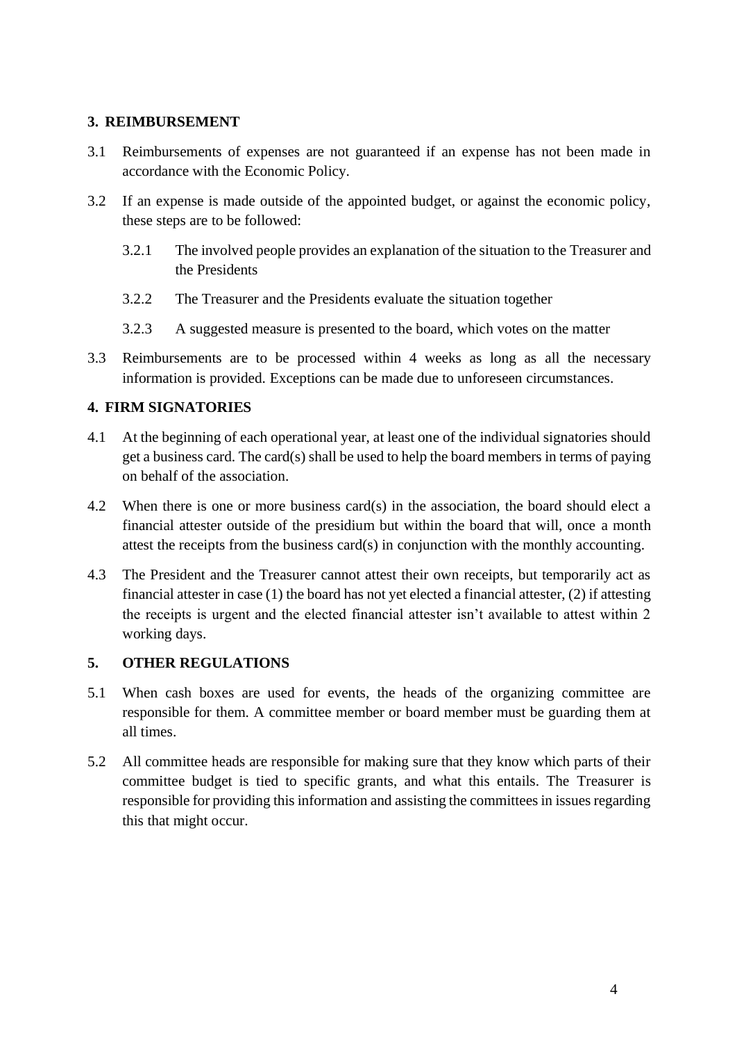## 3. REIMBURSEMENT

3.1 Reimbursements of expenses are not guaranteed if an expense has not been made in accordance with the Economic Policy.

3.2 If an expense is made outside of the appointed budget, or against the economic policy, these steps are to be followed:

3.2.1 The involved people provides an explanation of the situation to the Treasurer and the Presidents

3.2.2 The Treasurer and the Presidents evaluate the situation together

3.2.3 A suggested measure is presented to the board, which votes on the matter

3.3 Reimbursements are to be processed within 4 weeks as long as all the necessary information is provided. Exceptions can be made due to unforeseen circumstances.

## 4. FIRM SIGNATORIES

4.1 At the beginning of each operational year, at least one of the individual signatories should get a business card. The card(s) shall be used to help the board members in terms of paying on behalf of the association.

4.2 When there is one or more business card(s) in the association, the board should elect a financial attester outside of the presidium but within the board that will, once a month attest the receipts from the business card(s) in conjunction with the monthly accounting.

4.3 The President and the Treasurer cannot attest their own receipts, but temporarily act as financial attester in case (1) the board has not yet elected a financial attester, (2) if attesting the receipts is urgent and the elected financial attester isn't available to attest within 2 working days.

## 5. OTHER REGULATIONS

5.1 When cash boxes are used for events, the heads of the organizing committee are responsible for them. A committee member or board member must be guarding them at all times.

5.2 All committee heads are responsible for making sure that they know which parts of their committee budget is tied to specific grants, and what this entails. The Treasurer is responsible for providing this information and assisting the committees in issues regarding this that might occur.